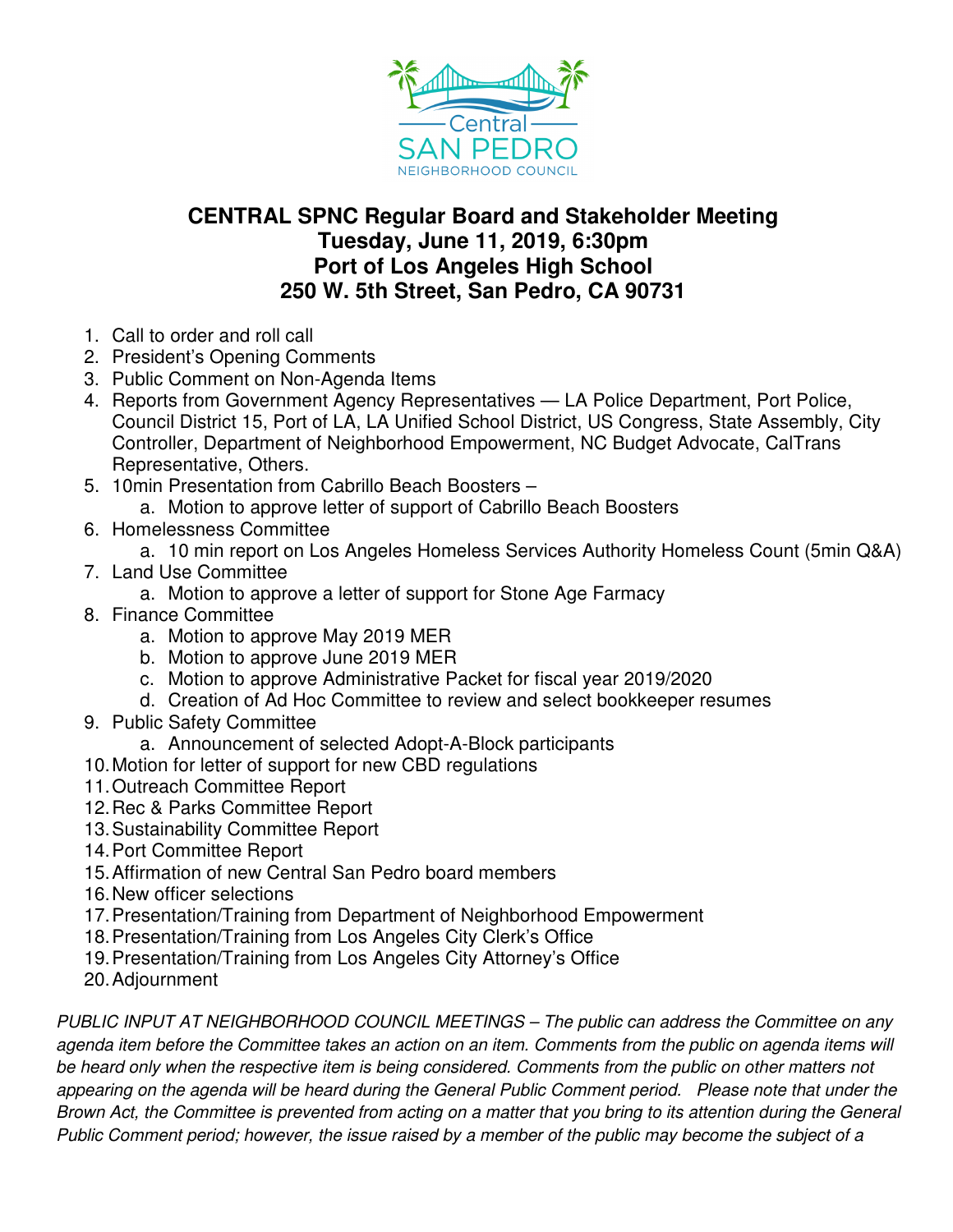Central SAN PEDRO NEIGHBORHOOD COUNCIL

# CENTRAL SPNC Regular Board and Stakeholder Meeting
## Tuesday, June 11, 2019, 6:30pm
## Port of Los Angeles High School
## 250 W. 5th Street, San Pedro, CA 90731

1. Call to order and roll call
2. President's Opening Comments
3. Public Comment on Non-Agenda Items
4. Reports from Government Agency Representatives — LA Police Department, Port Police, Council District 15, Port of LA, LA Unified School District, US Congress, State Assembly, City Controller, Department of Neighborhood Empowerment, NC Budget Advocate, CalTrans Representative, Others.
5. 10min Presentation from Cabrillo Beach Boosters –
   a. Motion to approve letter of support of Cabrillo Beach Boosters
6. Homelessness Committee
   a. 10 min report on Los Angeles Homeless Services Authority Homeless Count (5min Q&A)
7. Land Use Committee
   a. Motion to approve a letter of support for Stone Age Farmacy
8. Finance Committee
   a. Motion to approve May 2019 MER
   b. Motion to approve June 2019 MER
   c. Motion to approve Administrative Packet for fiscal year 2019/2020
   d. Creation of Ad Hoc Committee to review and select bookkeeper resumes
9. Public Safety Committee
   a. Announcement of selected Adopt-A-Block participants
10. Motion for letter of support for new CBD regulations
11. Outreach Committee Report
12. Rec & Parks Committee Report
13. Sustainability Committee Report
14. Port Committee Report
15. Affirmation of new Central San Pedro board members
16. New officer selections
17. Presentation/Training from Department of Neighborhood Empowerment
18. Presentation/Training from Los Angeles City Clerk's Office
19. Presentation/Training from Los Angeles City Attorney's Office
20. Adjournment

*PUBLIC INPUT AT NEIGHBORHOOD COUNCIL MEETINGS – The public can address the Committee on any agenda item before the Committee takes an action on an item. Comments from the public on agenda items will be heard only when the respective item is being considered. Comments from the public on other matters not appearing on the agenda will be heard during the General Public Comment period. Please note that under the Brown Act, the Committee is prevented from acting on a matter that you bring to its attention during the General Public Comment period; however, the issue raised by a member of the public may become the subject of a*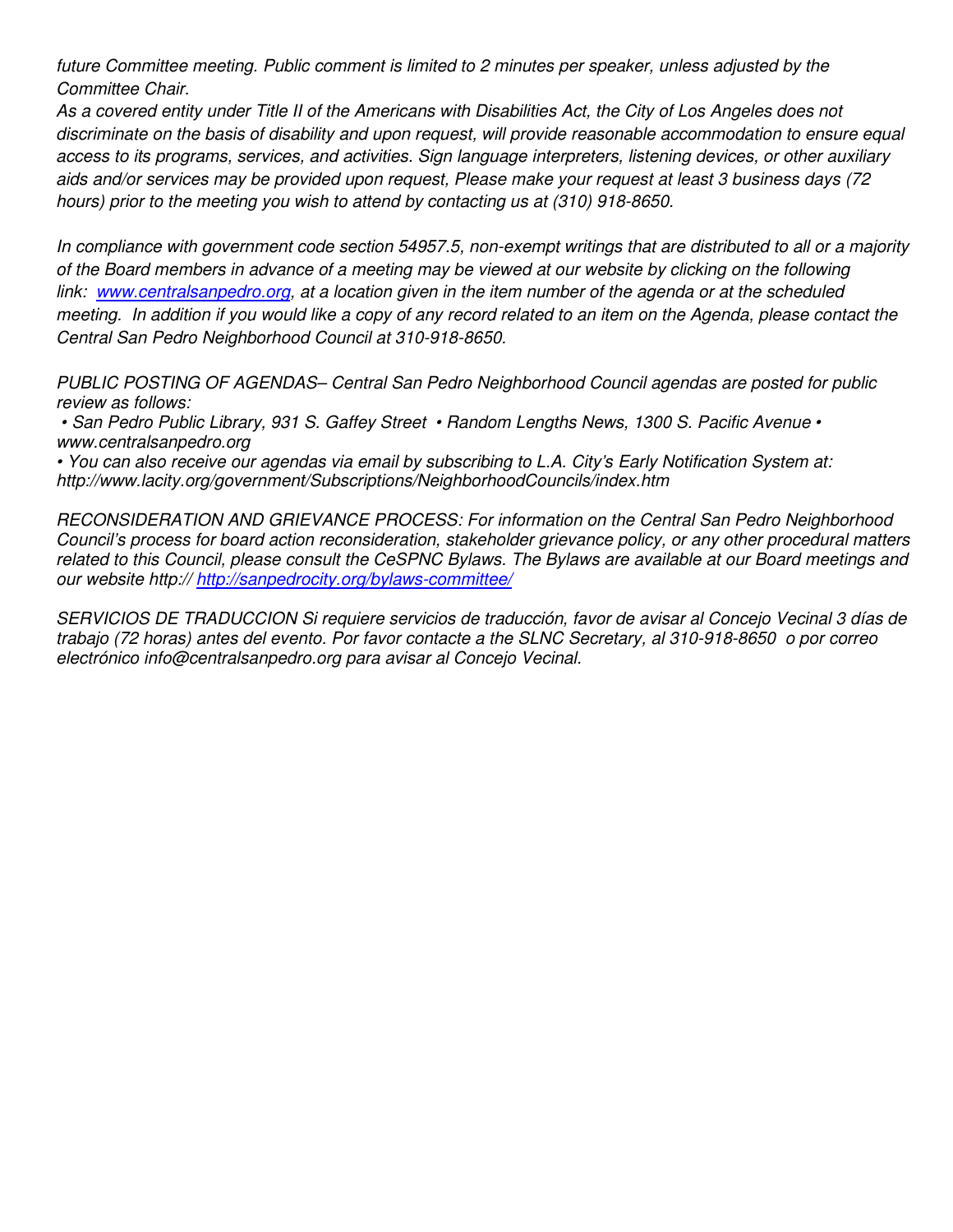*future Committee meeting. Public comment is limited to 2 minutes per speaker, unless adjusted by the Committee Chair.*
*As a covered entity under Title II of the Americans with Disabilities Act, the City of Los Angeles does not discriminate on the basis of disability and upon request, will provide reasonable accommodation to ensure equal access to its programs, services, and activities. Sign language interpreters, listening devices, or other auxiliary aids and/or services may be provided upon request, Please make your request at least 3 business days (72 hours) prior to the meeting you wish to attend by contacting us at (310) 918-8650.*

*In compliance with government code section 54957.5, non-exempt writings that are distributed to all or a majority of the Board members in advance of a meeting may be viewed at our website by clicking on the following link: [www.centralsanpedro.org](www.centralsanpedro.org), at a location given in the item number of the agenda or at the scheduled meeting. In addition if you would like a copy of any record related to an item on the Agenda, please contact the Central San Pedro Neighborhood Council at 310-918-8650.*

*PUBLIC POSTING OF AGENDAS– Central San Pedro Neighborhood Council agendas are posted for public review as follows:*
*• San Pedro Public Library, 931 S. Gaffey Street • Random Lengths News, 1300 S. Pacific Avenue • www.centralsanpedro.org*
*• You can also receive our agendas via email by subscribing to L.A. City's Early Notification System at: http://www.lacity.org/government/Subscriptions/NeighborhoodCouncils/index.htm*

*RECONSIDERATION AND GRIEVANCE PROCESS: For information on the Central San Pedro Neighborhood Council's process for board action reconsideration, stakeholder grievance policy, or any other procedural matters related to this Council, please consult the CeSPNC Bylaws. The Bylaws are available at our Board meetings and our website http:// [http://sanpedrocity.org/bylaws-committee/](http://sanpedrocity.org/bylaws-committee/)*

*SERVICIOS DE TRADUCCION Si requiere servicios de traducción, favor de avisar al Concejo Vecinal 3 días de trabajo (72 horas) antes del evento. Por favor contacte a the SLNC Secretary, al 310-918-8650 o por correo electrónico info@centralsanpedro.org para avisar al Concejo Vecinal.*